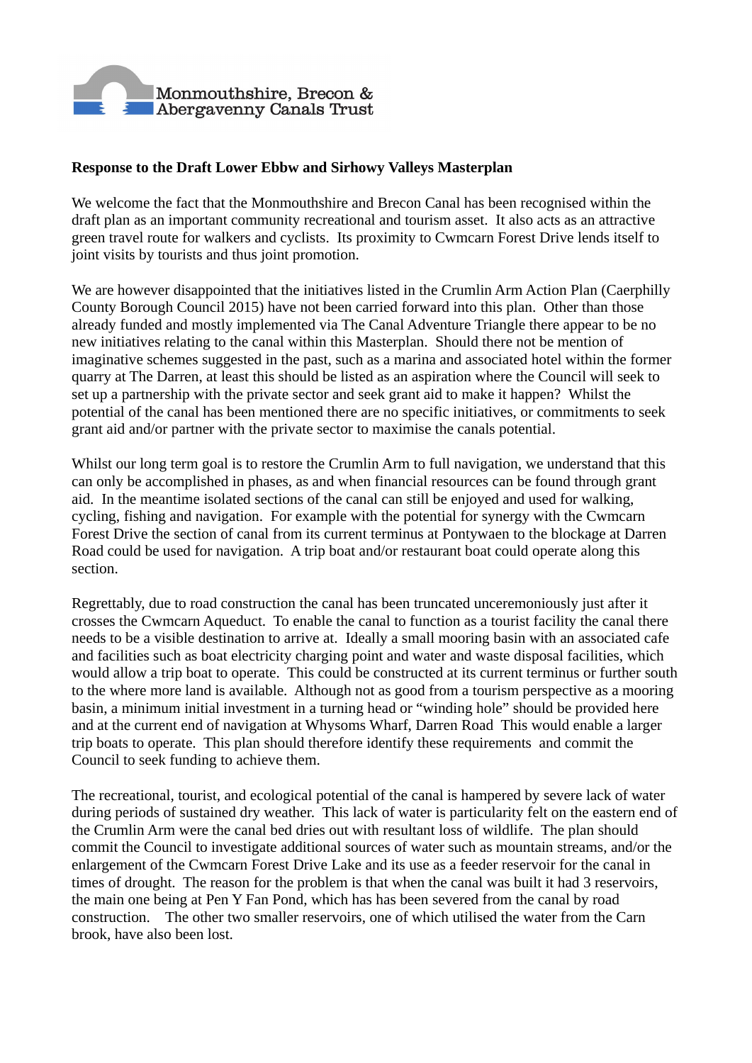Monmouthshire, Brecon & Abergavenny Canals Trust

**Response to the Draft Lower Ebbw and Sirhowy Valleys Masterplan**

We welcome the fact that the Monmouthshire and Brecon Canal has been recognised within the draft plan as an important community recreational and tourism asset. It also acts as an attractive green travel route for walkers and cyclists. Its proximity to Cwmcarn Forest Drive lends itself to joint visits by tourists and thus joint promotion.

We are however disappointed that the initiatives listed in the Crumlin Arm Action Plan (Caerphilly County Borough Council 2015) have not been carried forward into this plan. Other than those already funded and mostly implemented via The Canal Adventure Triangle there appear to be no new initiatives relating to the canal within this Masterplan. Should there not be mention of imaginative schemes suggested in the past, such as a marina and associated hotel within the former quarry at The Darren, at least this should be listed as an aspiration where the Council will seek to set up a partnership with the private sector and seek grant aid to make it happen? Whilst the potential of the canal has been mentioned there are no specific initiatives, or commitments to seek grant aid and/or partner with the private sector to maximise the canals potential.

Whilst our long term goal is to restore the Crumlin Arm to full navigation, we understand that this can only be accomplished in phases, as and when financial resources can be found through grant aid. In the meantime isolated sections of the canal can still be enjoyed and used for walking, cycling, fishing and navigation. For example with the potential for synergy with the Cwmcarn Forest Drive the section of canal from its current terminus at Pontywaen to the blockage at Darren Road could be used for navigation. A trip boat and/or restaurant boat could operate along this section.

Regrettably, due to road construction the canal has been truncated unceremoniously just after it crosses the Cwmcarn Aqueduct. To enable the canal to function as a tourist facility the canal there needs to be a visible destination to arrive at. Ideally a small mooring basin with an associated cafe and facilities such as boat electricity charging point and water and waste disposal facilities, which would allow a trip boat to operate. This could be constructed at its current terminus or further south to the where more land is available. Although not as good from a tourism perspective as a mooring basin, a minimum initial investment in a turning head or "winding hole" should be provided here and at the current end of navigation at Whysoms Wharf, Darren Road This would enable a larger trip boats to operate. This plan should therefore identify these requirements and commit the Council to seek funding to achieve them.

The recreational, tourist, and ecological potential of the canal is hampered by severe lack of water during periods of sustained dry weather. This lack of water is particularity felt on the eastern end of the Crumlin Arm were the canal bed dries out with resultant loss of wildlife. The plan should commit the Council to investigate additional sources of water such as mountain streams, and/or the enlargement of the Cwmcarn Forest Drive Lake and its use as a feeder reservoir for the canal in times of drought. The reason for the problem is that when the canal was built it had 3 reservoirs, the main one being at Pen Y Fan Pond, which has has been severed from the canal by road construction. The other two smaller reservoirs, one of which utilised the water from the Carn brook, have also been lost.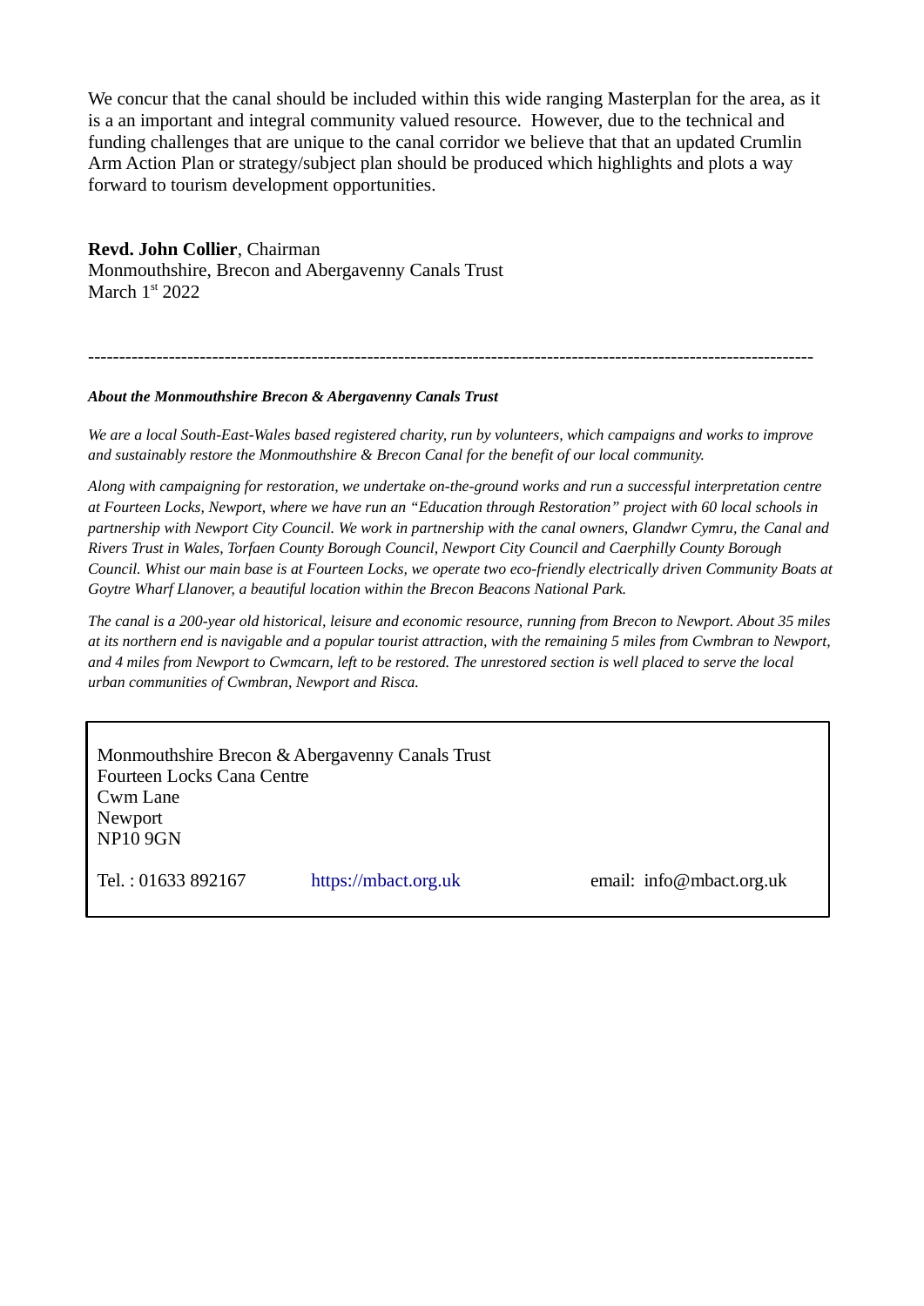We concur that the canal should be included within this wide ranging Masterplan for the area, as it is a an important and integral community valued resource. However, due to the technical and funding challenges that are unique to the canal corridor we believe that that an updated Crumlin Arm Action Plan or strategy/subject plan should be produced which highlights and plots a way forward to tourism development opportunities.

**Revd. John Collier**, Chairman
Monmouthshire, Brecon and Abergavenny Canals Trust
March 1st 2022

---

***About the Monmouthshire Brecon & Abergavenny Canals Trust***

*We are a local South-East-Wales based registered charity, run by volunteers, which campaigns and works to improve and sustainably restore the Monmouthshire & Brecon Canal for the benefit of our local community.*

*Along with campaigning for restoration, we undertake on-the-ground works and run a successful interpretation centre at Fourteen Locks, Newport, where we have run an "Education through Restoration" project with 60 local schools in partnership with Newport City Council. We work in partnership with the canal owners, Glandwr Cymru, the Canal and Rivers Trust in Wales, Torfaen County Borough Council, Newport City Council and Caerphilly County Borough Council. Whist our main base is at Fourteen Locks, we operate two eco-friendly electrically driven Community Boats at Goytre Wharf Llanover, a beautiful location within the Brecon Beacons National Park.*

*The canal is a 200-year old historical, leisure and economic resource, running from Brecon to Newport. About 35 miles at its northern end is navigable and a popular tourist attraction, with the remaining 5 miles from Cwmbran to Newport, and 4 miles from Newport to Cwmcarn, left to be restored. The unrestored section is well placed to serve the local urban communities of Cwmbran, Newport and Risca.*

Monmouthshire Brecon & Abergavenny Canals Trust
Fourteen Locks Cana Centre
Cwm Lane
Newport
NP10 9GN

Tel. : 01633 892167 https://mbact.org.uk email: info@mbact.org.uk